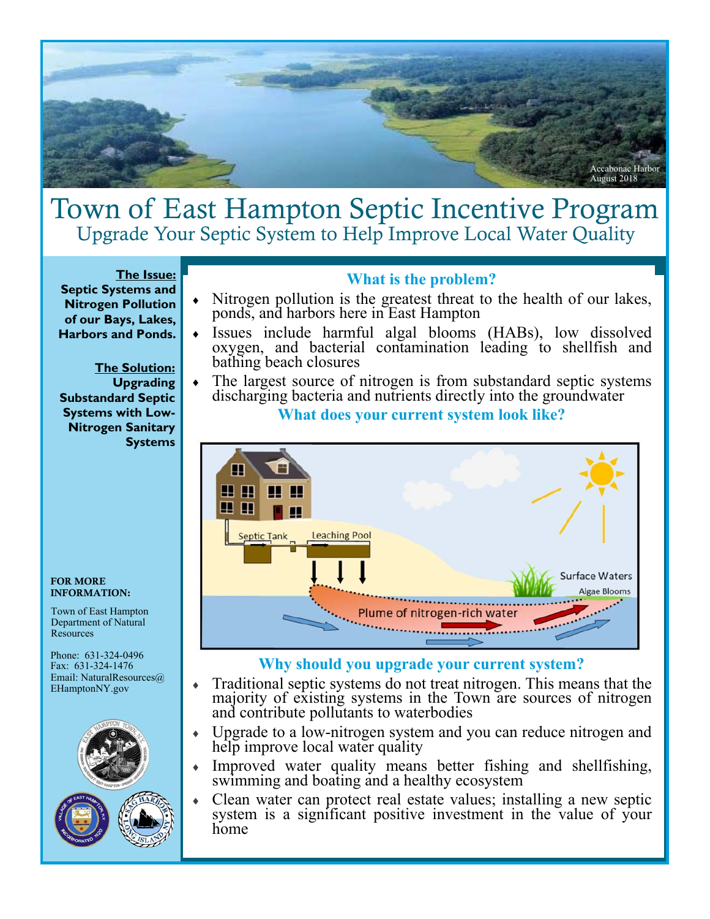Accabonac Harbor
August 2018

# Town of East Hampton Septic Incentive Program

## Upgrade Your Septic System to Help Improve Local Water Quality

**The Issue:**
**Septic Systems and Nitrogen Pollution of our Bays, Lakes, Harbors and Ponds.**

**The Solution:**
**Upgrading Substandard Septic Systems with Low-Nitrogen Sanitary Systems**

### What is the problem?

- Nitrogen pollution is the greatest threat to the health of our lakes, ponds, and harbors here in East Hampton
- Issues include harmful algal blooms (HABs), low dissolved oxygen, and bacterial contamination leading to shellfish and bathing beach closures
- The largest source of nitrogen is from substandard septic systems discharging bacteria and nutrients directly into the groundwater

### What does your current system look like?

Septic Tank | Leaching Pool | Surface Waters | Algae Blooms | Plume of nitrogen-rich water

### Why should you upgrade your current system?

- Traditional septic systems do not treat nitrogen. This means that the majority of existing systems in the Town are sources of nitrogen and contribute pollutants to waterbodies
- Upgrade to a low-nitrogen system and you can reduce nitrogen and help improve local water quality
- Improved water quality means better fishing and shellfishing, swimming and boating and a healthy ecosystem
- Clean water can protect real estate values; installing a new septic system is a significant positive investment in the value of your home

**FOR MORE INFORMATION:**

Town of East Hampton Department of Natural Resources

Phone: 631-324-0496
Fax: 631-324-1476
Email: NaturalResources@EHamptonNY.gov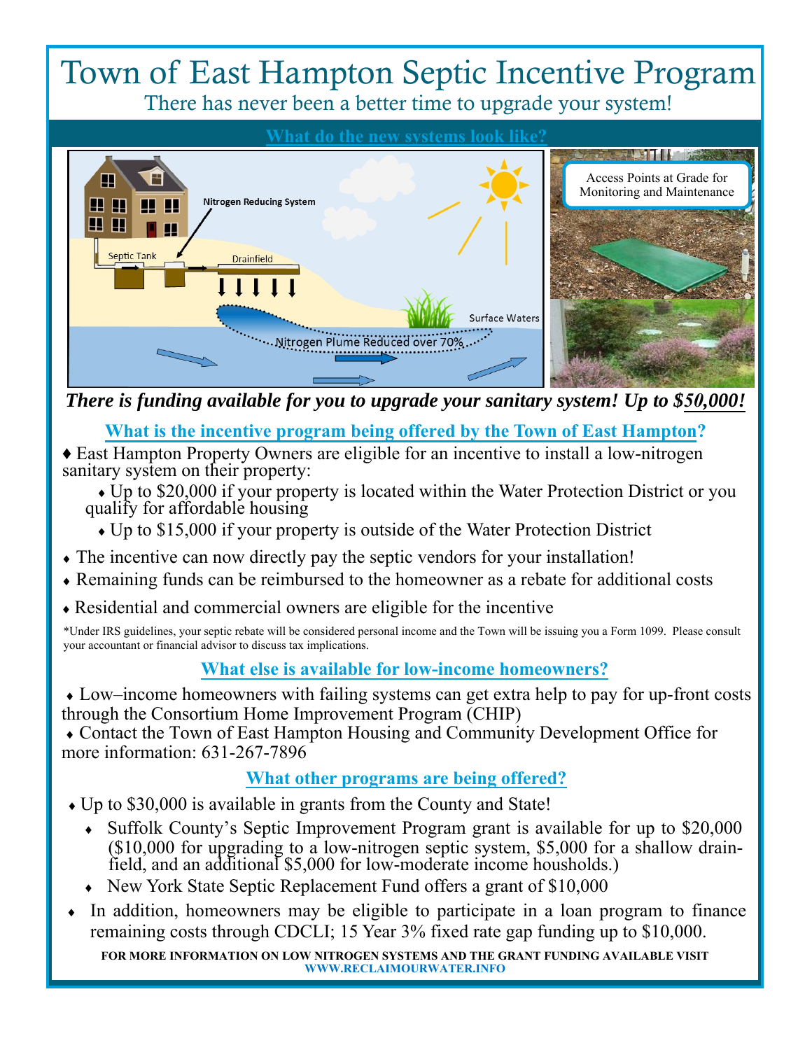# Town of East Hampton Septic Incentive Program

There has never been a better time to upgrade your system!

## What do the new systems look like?

Nitrogen Reducing System

Septic Tank

Drainfield

Surface Waters

Nitrogen Plume Reduced over 70%

Access Points at Grade for Monitoring and Maintenance

***There is funding available for you to upgrade your sanitary system! Up to $50,000!***

## What is the incentive program being offered by the Town of East Hampton?

- East Hampton Property Owners are eligible for an incentive to install a low-nitrogen sanitary system on their property:
  - Up to $20,000 if your property is located within the Water Protection District or you qualify for affordable housing
  - Up to $15,000 if your property is outside of the Water Protection District
- The incentive can now directly pay the septic vendors for your installation!
- Remaining funds can be reimbursed to the homeowner as a rebate for additional costs
- Residential and commercial owners are eligible for the incentive

*Under IRS guidelines, your septic rebate will be considered personal income and the Town will be issuing you a Form 1099. Please consult your accountant or financial advisor to discuss tax implications.

## What else is available for low-income homeowners?

- Low–income homeowners with failing systems can get extra help to pay for up-front costs through the Consortium Home Improvement Program (CHIP)
- Contact the Town of East Hampton Housing and Community Development Office for more information: 631-267-7896

## What other programs are being offered?

- Up to $30,000 is available in grants from the County and State!
  - Suffolk County's Septic Improvement Program grant is available for up to $20,000 ($10,000 for upgrading to a low-nitrogen septic system, $5,000 for a shallow drainfield, and an additional $5,000 for low-moderate income houshold s.)
  - New York State Septic Replacement Fund offers a grant of $10,000
- In addition, homeowners may be eligible to participate in a loan program to finance remaining costs through CDCLI; 15 Year 3% fixed rate gap funding up to $10,000.

**FOR MORE INFORMATION ON LOW NITROGEN SYSTEMS AND THE GRANT FUNDING AVAILABLE VISIT WWW.RECLAIMOURWATER.INFO**